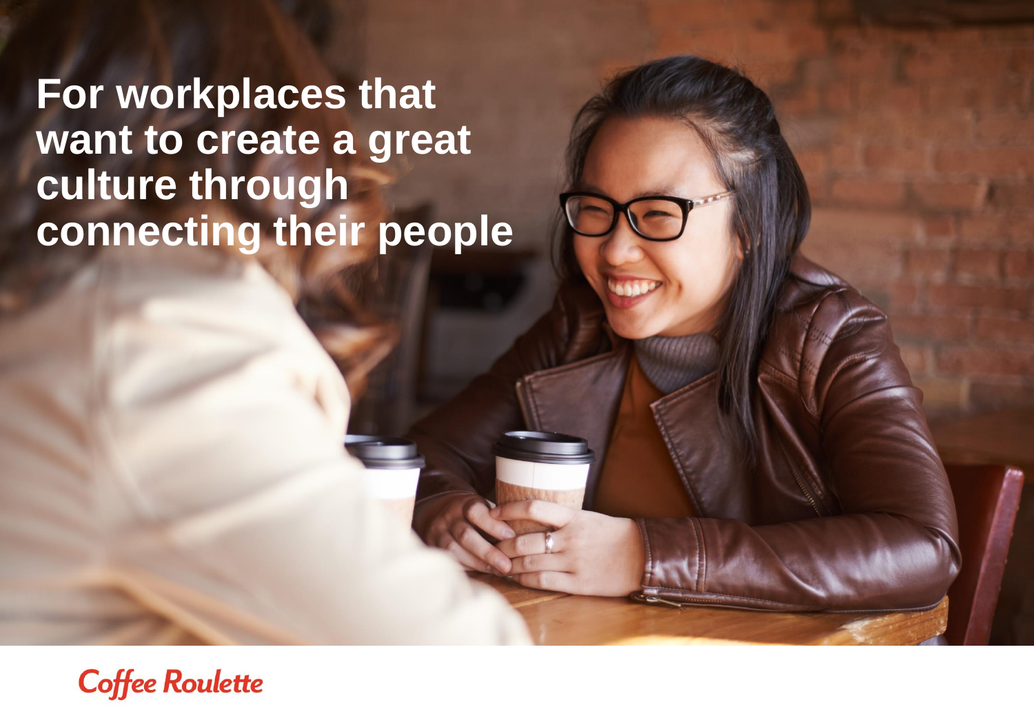# For workplaces that want to create a great culture through connecting their people

Coffee Roulette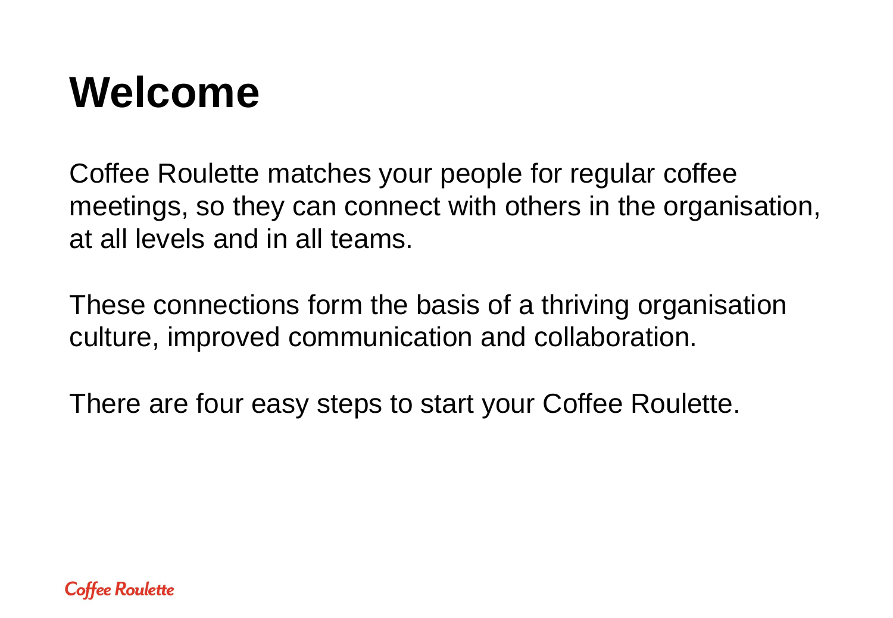# Welcome

Coffee Roulette matches your people for regular coffee meetings, so they can connect with others in the organisation, at all levels and in all teams.

These connections form the basis of a thriving organisation culture, improved communication and collaboration.

There are four easy steps to start your Coffee Roulette.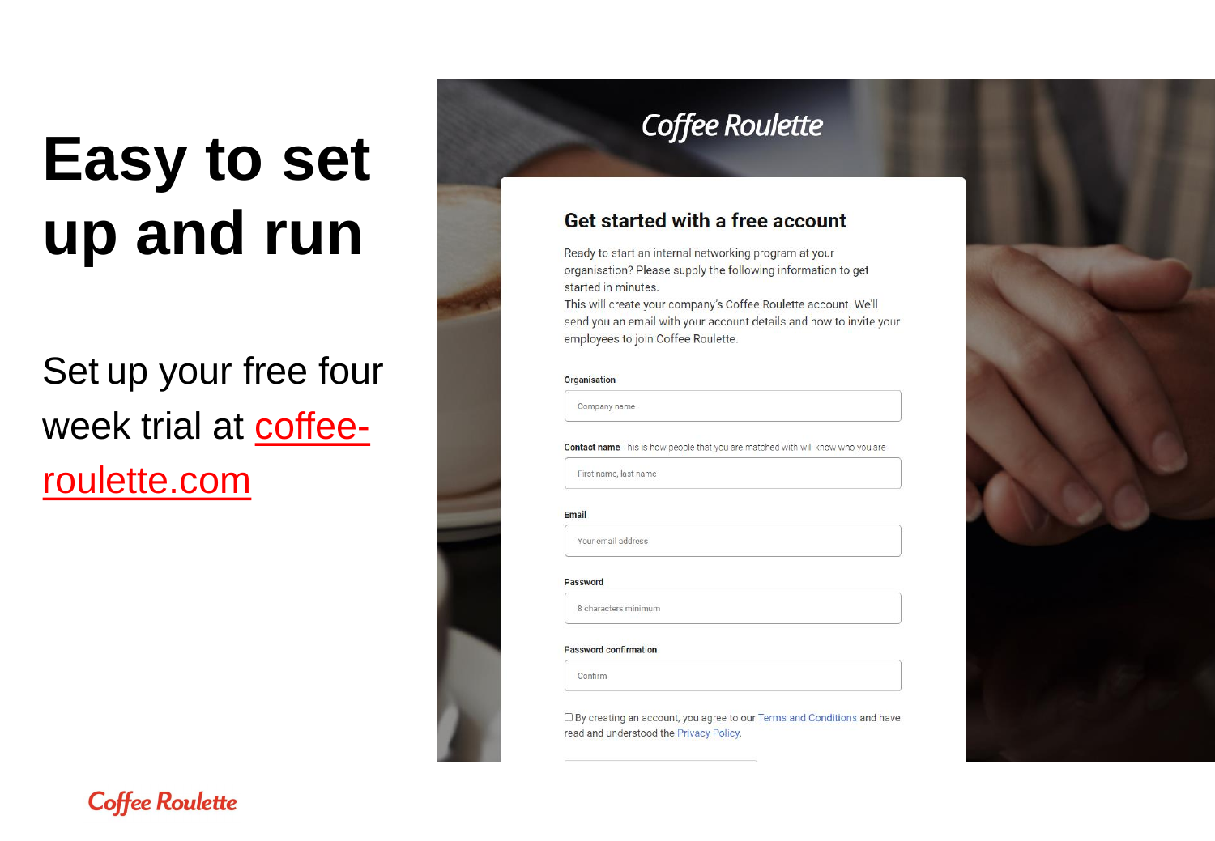# Easy to set up and run

Set up your free four week trial at coffee-roulette.com

Coffee Roulette

## Get started with a free account

Ready to start an internal networking program at your organisation? Please supply the following information to get started in minutes.
This will create your company's Coffee Roulette account. We'll send you an email with your account details and how to invite your employees to join Coffee Roulette.

**Organisation**

Company name

**Contact name** This is how people that you are matched with will know who you are

First name, last name

**Email**

Your email address

**Password**

8 characters minimum

**Password confirmation**

Confirm

☐ By creating an account, you agree to our Terms and Conditions and have read and understood the Privacy Policy.

Coffee Roulette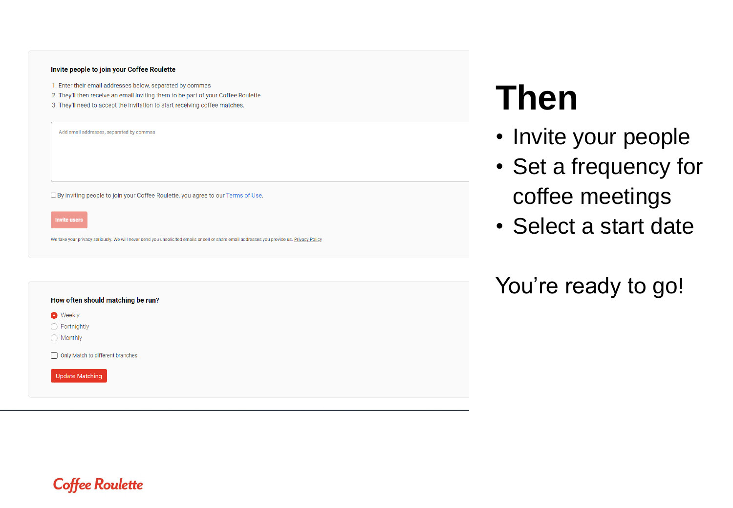**Invite people to join your Coffee Roulette**

1. Enter their email addresses below, separated by commas
2. They'll then receive an email inviting them to be part of your Coffee Roulette
3. They'll need to accept the invitation to start receiving coffee matches.

Add email addresses, separated by commas

☐ By inviting people to join your Coffee Roulette, you agree to our Terms of Use.

Invite users

We take your privacy seriously. We will never send you unsolicited emails or sell or share email addresses you provide us. Privacy Policy

**How often should matching be run?**

- ◉ Weekly
- ○ Fortnightly
- ○ Monthly

☐ Only Match to different branches

Update Matching

# Then

- Invite your people
- Set a frequency for coffee meetings
- Select a start date

You're ready to go!

Coffee Roulette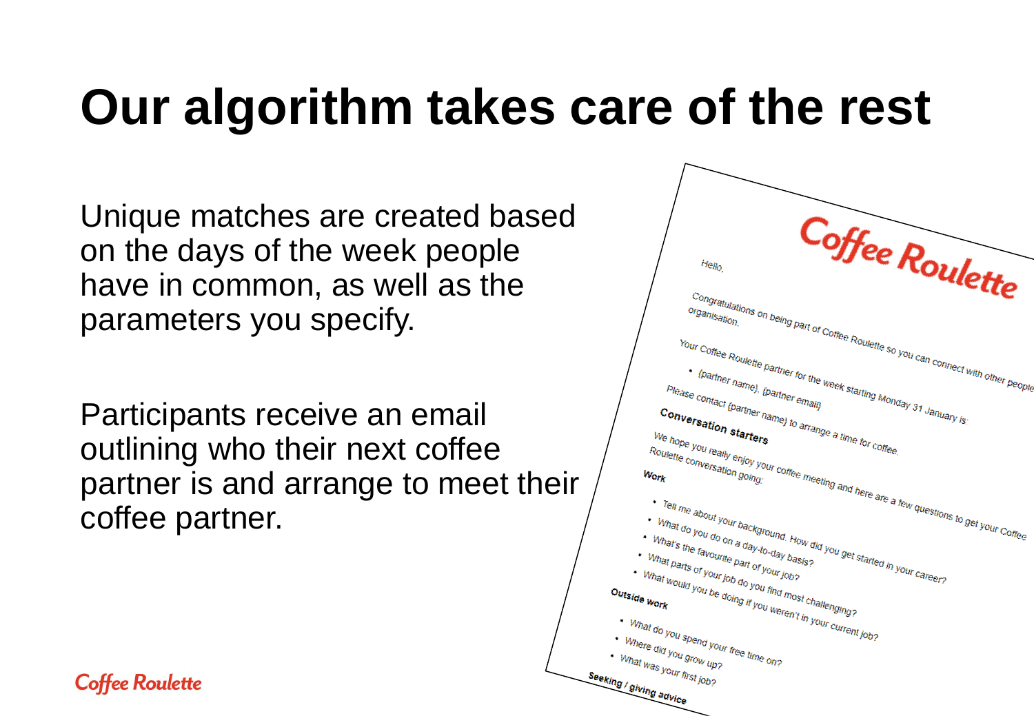# Our algorithm takes care of the rest

Unique matches are created based on the days of the week people have in common, as well as the parameters you specify.

Participants receive an email outlining who their next coffee partner is and arrange to meet their coffee partner.

Coffee Roulette

Hello,

Congratulations on being part of Coffee Roulette so you can connect with other people organisation.

Your Coffee Roulette partner for the week starting Monday 31 January is:

- {partner name}, {partner email}

Please contact {partner name} to arrange a time for coffee.

**Conversation starters**

We hope you really enjoy your coffee meeting and here are a few questions to get your Coffee Roulette conversation going:

**Work**

- Tell me about your background. How did you get started in your career?
- What do you do on a day-to-day basis?
- What's the favourite part of your job?
- What parts of your job do you find most challenging?
- What would you be doing if you weren't in your current job?

**Outside work**

- What do you spend your free time on?
- Where did you grow up?
- What was your first job?

**Seeking / giving advice**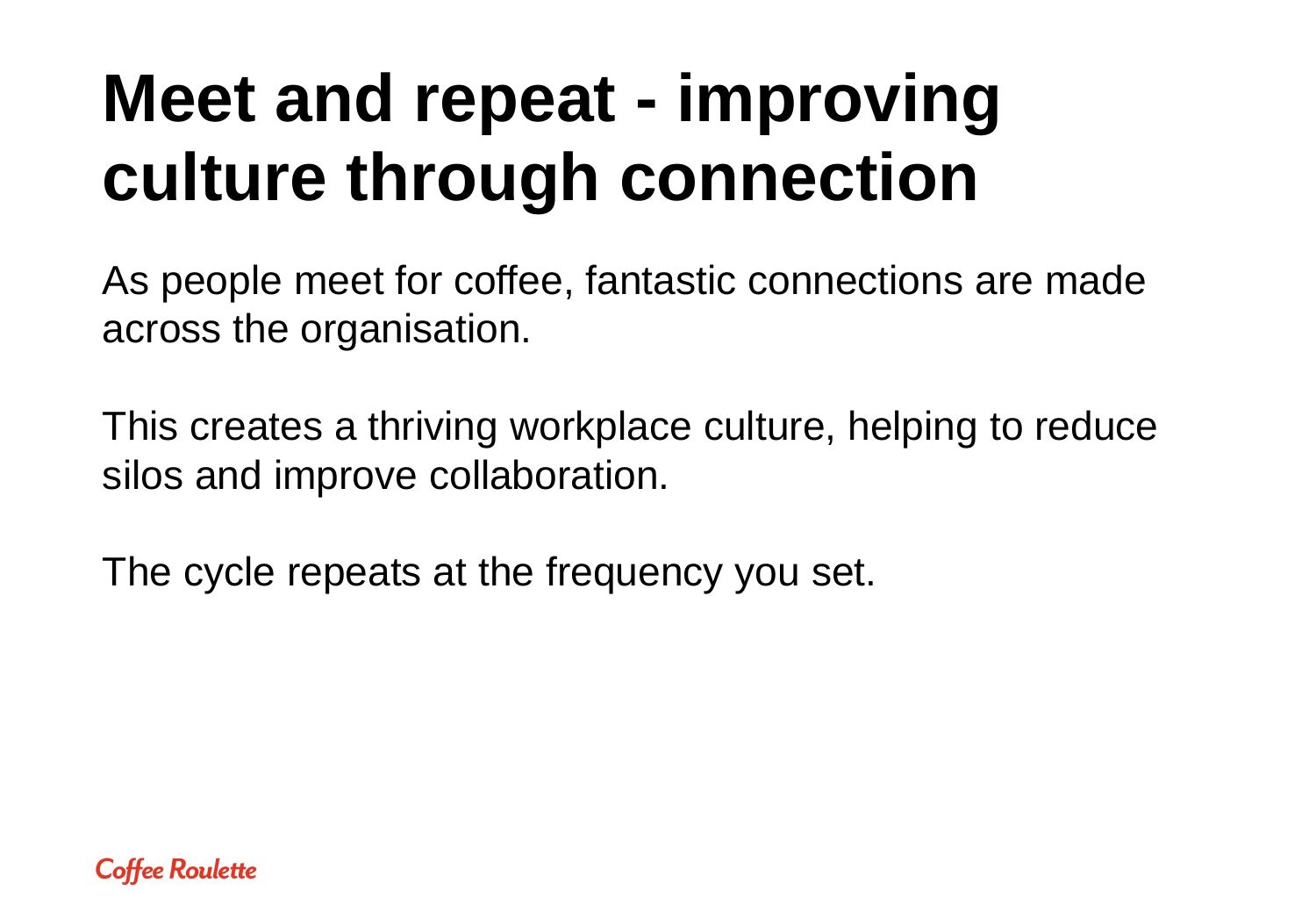# Meet and repeat - improving culture through connection

As people meet for coffee, fantastic connections are made across the organisation.

This creates a thriving workplace culture, helping to reduce silos and improve collaboration.

The cycle repeats at the frequency you set.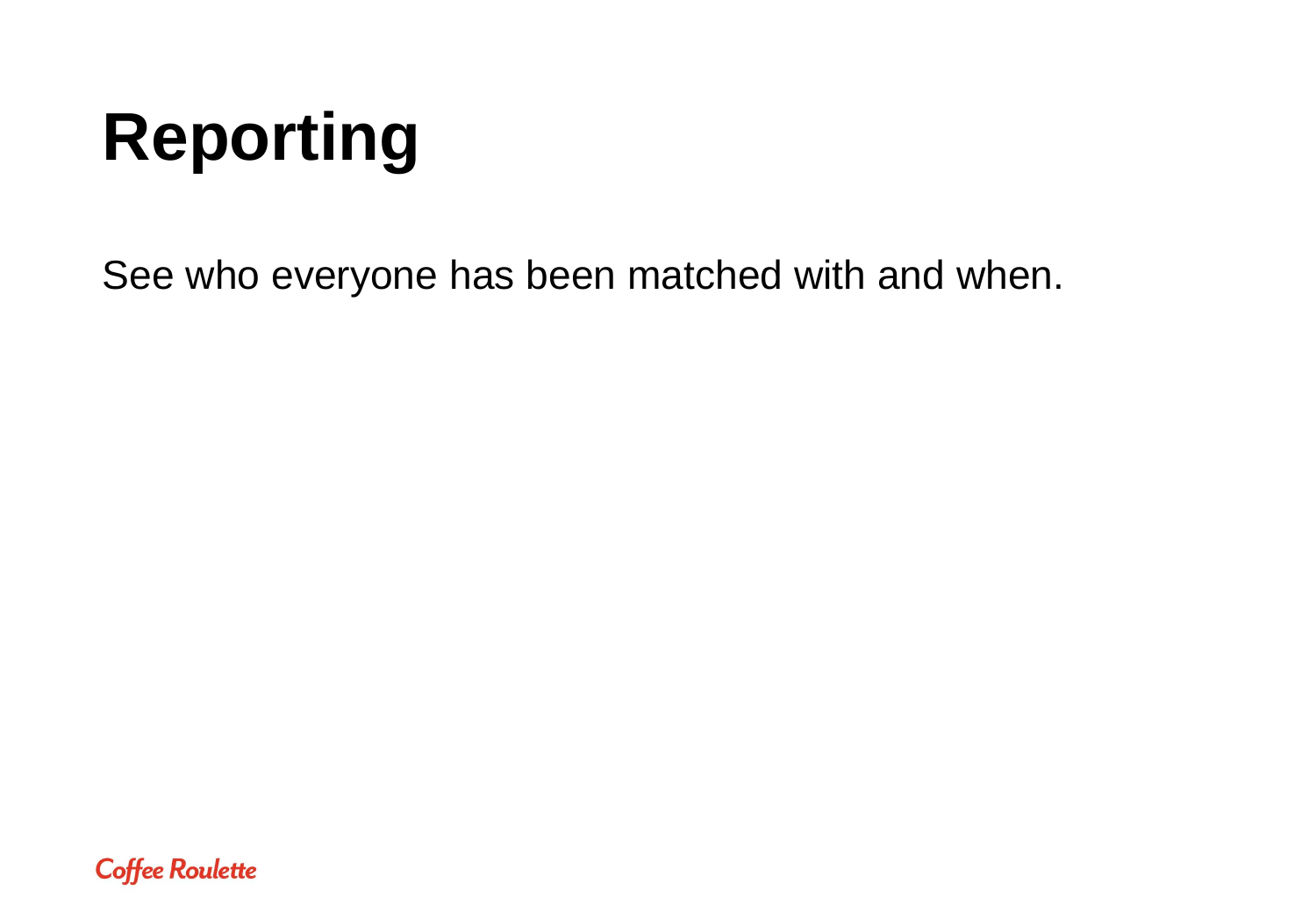# Reporting

See who everyone has been matched with and when.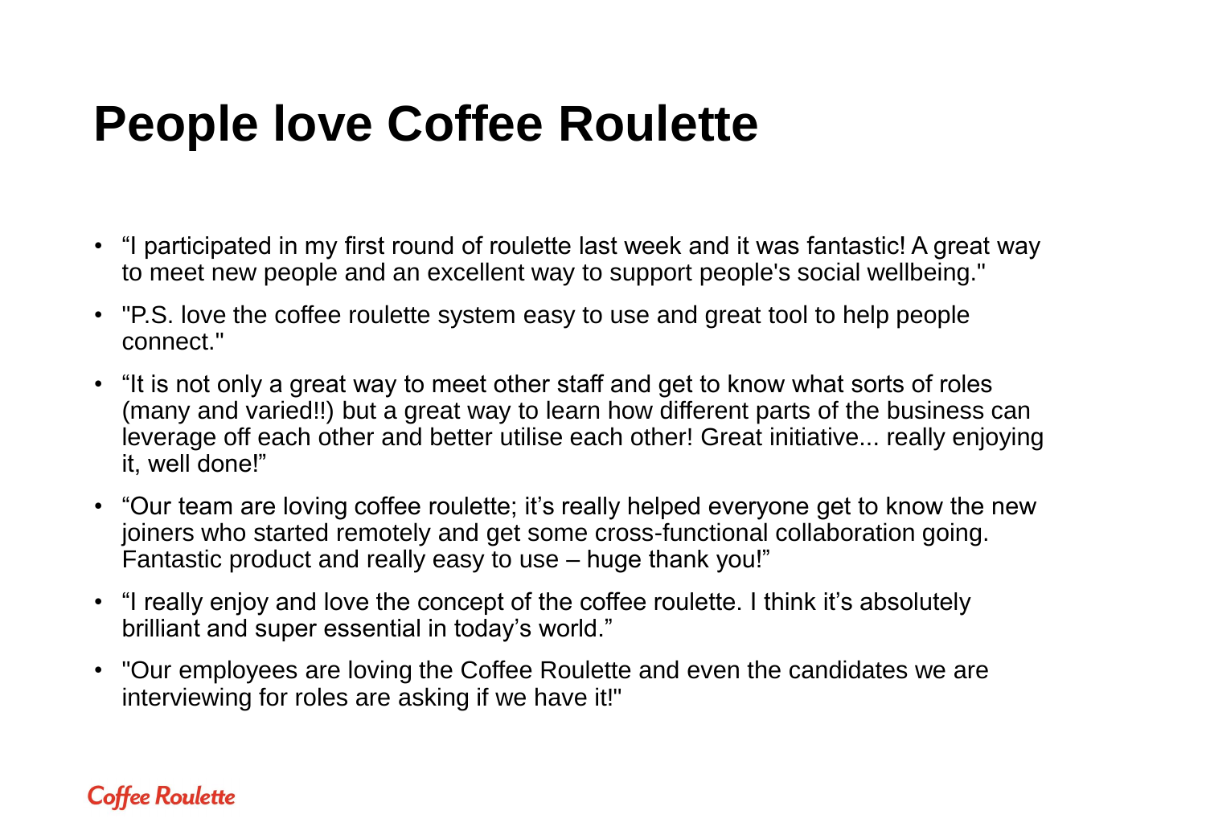# People love Coffee Roulette

- “I participated in my first round of roulette last week and it was fantastic! A great way to meet new people and an excellent way to support people's social wellbeing."
- "P.S. love the coffee roulette system easy to use and great tool to help people connect."
- “It is not only a great way to meet other staff and get to know what sorts of roles (many and varied!!) but a great way to learn how different parts of the business can leverage off each other and better utilise each other! Great initiative... really enjoying it, well done!”
- “Our team are loving coffee roulette; it’s really helped everyone get to know the new joiners who started remotely and get some cross-functional collaboration going. Fantastic product and really easy to use – huge thank you!”
- “I really enjoy and love the concept of the coffee roulette. I think it’s absolutely brilliant and super essential in today’s world.”
- "Our employees are loving the Coffee Roulette and even the candidates we are interviewing for roles are asking if we have it!"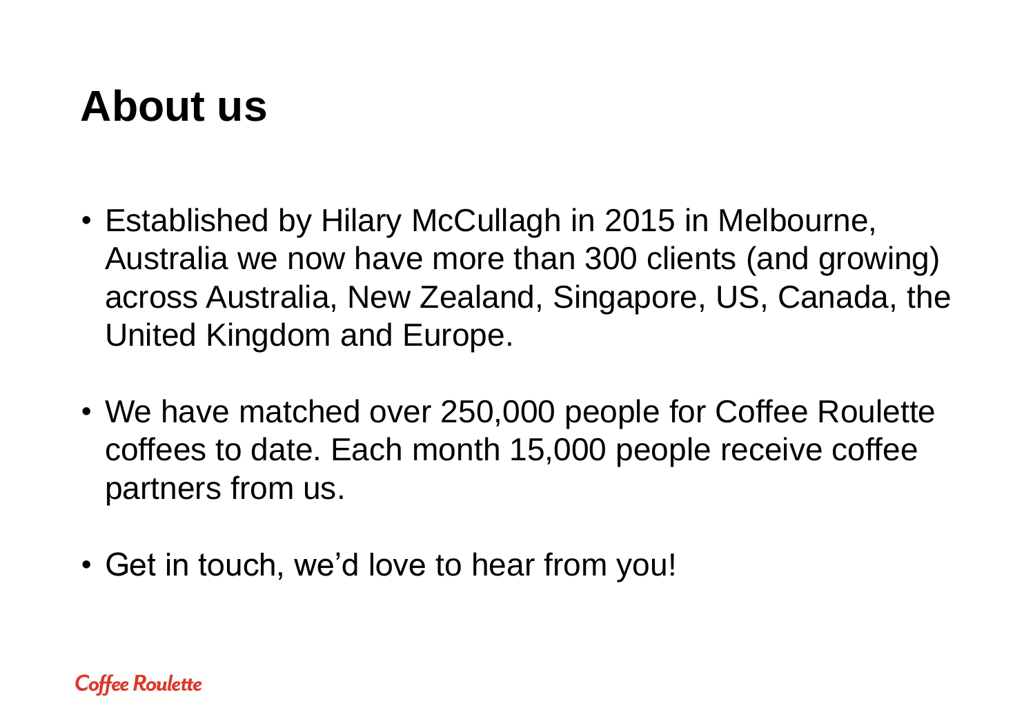# About us

- Established by Hilary McCullagh in 2015 in Melbourne, Australia we now have more than 300 clients (and growing) across Australia, New Zealand, Singapore, US, Canada, the United Kingdom and Europe.
- We have matched over 250,000 people for Coffee Roulette coffees to date. Each month 15,000 people receive coffee partners from us.
- Get in touch, we'd love to hear from you!

Coffee Roulette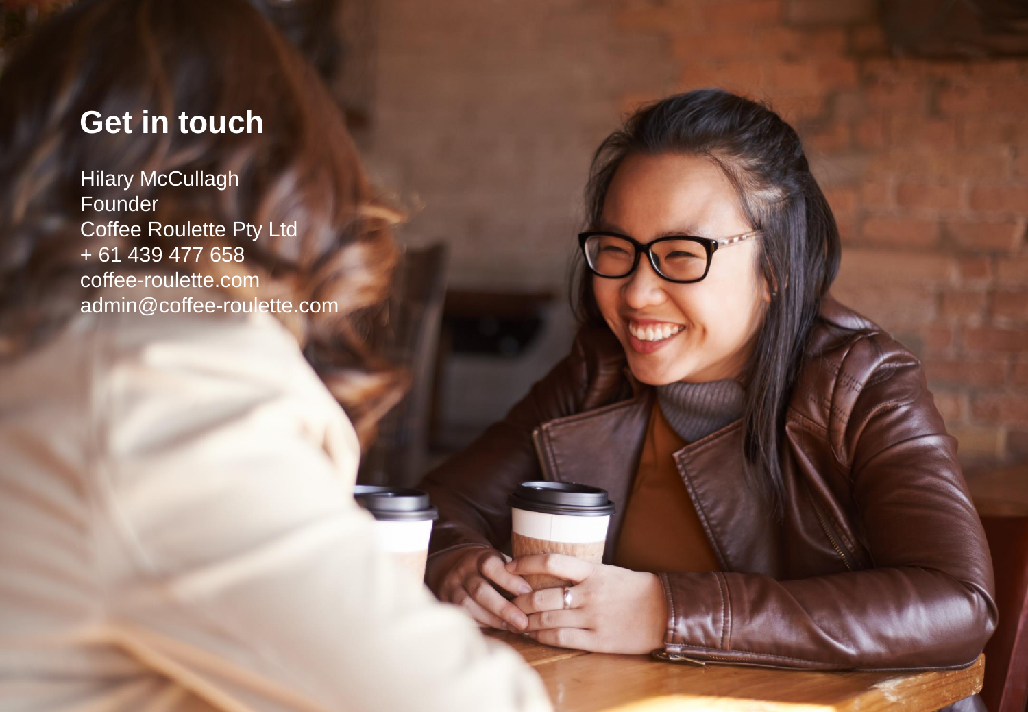## Get in touch

Hilary McCullagh
Founder
Coffee Roulette Pty Ltd
+ 61 439 477 658
coffee-roulette.com
admin@coffee-roulette.com